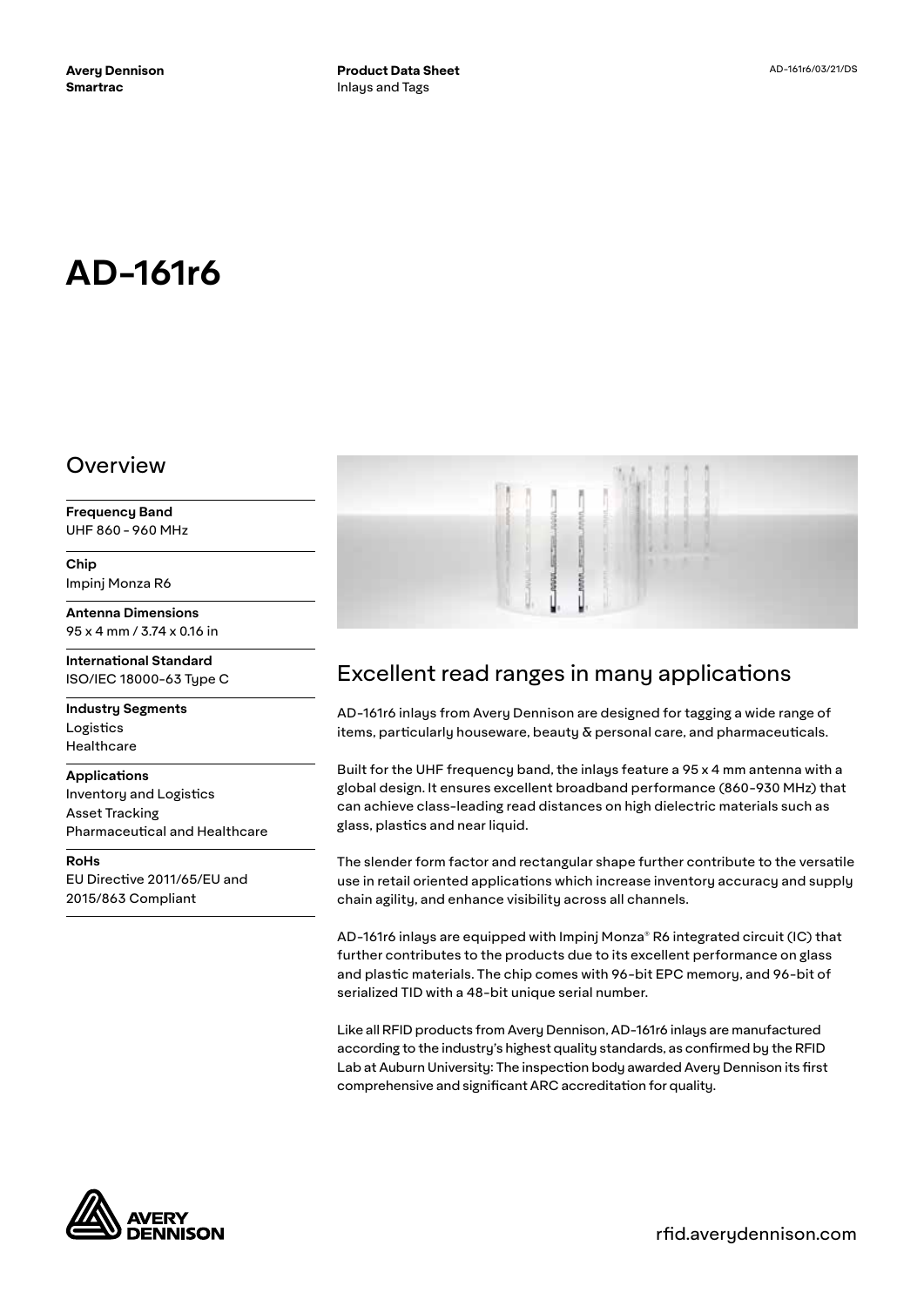**Avery Dennison**
**Smartrac**

**Product Data Sheet**
Inlays and Tags

AD-161r6/03/21/DS

# AD-161r6

## Overview

**Frequency Band**
UHF 860 - 960 MHz

**Chip**
Impinj Monza R6

**Antenna Dimensions**
95 x 4 mm / 3.74 x 0.16 in

**International Standard**
ISO/IEC 18000-63 Type C

**Industry Segments**
Logistics
Healthcare

**Applications**
Inventory and Logistics
Asset Tracking
Pharmaceutical and Healthcare

**RoHs**
EU Directive 2011/65/EU and 2015/863 Compliant

## Excellent read ranges in many applications

AD-161r6 inlays from Avery Dennison are designed for tagging a wide range of items, particularly houseware, beauty & personal care, and pharmaceuticals.

Built for the UHF frequency band, the inlays feature a 95 x 4 mm antenna with a global design. It ensures excellent broadband performance (860-930 MHz) that can achieve class-leading read distances on high dielectric materials such as glass, plastics and near liquid.

The slender form factor and rectangular shape further contribute to the versatile use in retail oriented applications which increase inventory accuracy and supply chain agility, and enhance visibility across all channels.

AD-161r6 inlays are equipped with Impinj Monza® R6 integrated circuit (IC) that further contributes to the products due to its excellent performance on glass and plastic materials. The chip comes with 96-bit EPC memory, and 96-bit of serialized TID with a 48-bit unique serial number.

Like all RFID products from Avery Dennison, AD-161r6 inlays are manufactured according to the industry's highest quality standards, as confirmed by the RFID Lab at Auburn University: The inspection body awarded Avery Dennison its first comprehensive and significant ARC accreditation for quality.

rfid.averydennison.com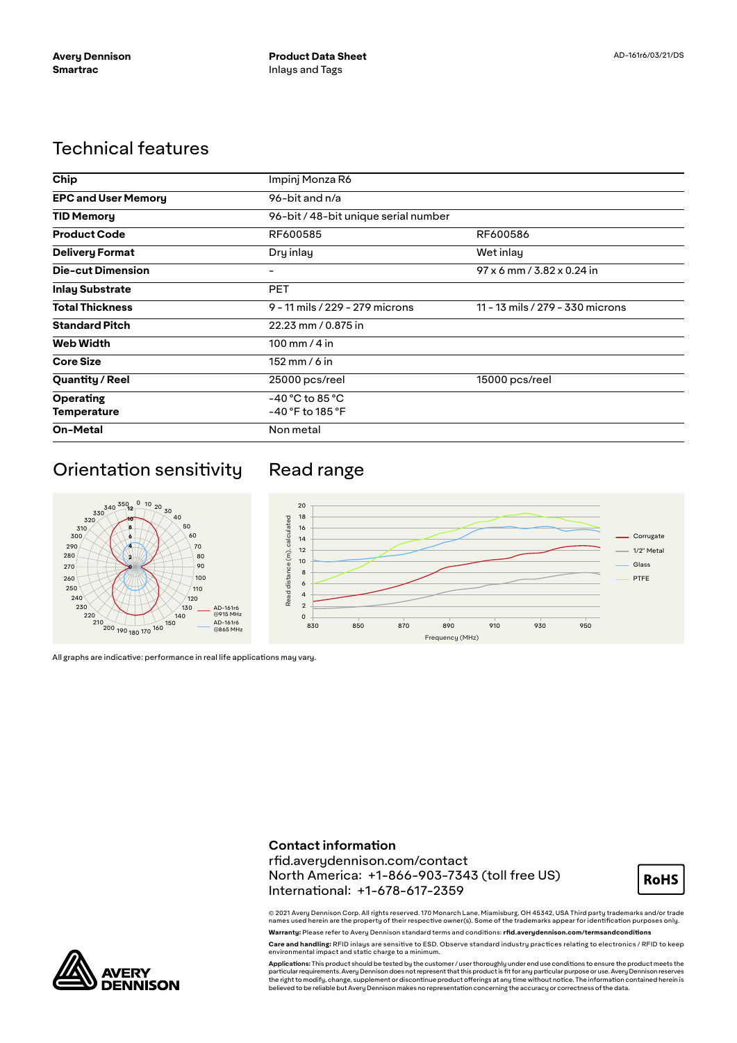## Technical features

| | | |
|---|---|---|
| **Chip** | Impinj Monza R6 | |
| **EPC and User Memory** | 96-bit and n/a | |
| **TID Memory** | 96-bit / 48-bit unique serial number | |
| **Product Code** | RF600585 | RF600586 |
| **Delivery Format** | Dry inlay | Wet inlay |
| **Die-cut Dimension** | – | 97 x 6 mm / 3.82 x 0.24 in |
| **Inlay Substrate** | PET | |
| **Total Thickness** | 9 - 11 mils / 229 - 279 microns | 11 - 13 mils / 279 - 330 microns |
| **Standard Pitch** | 22.23 mm / 0.875 in | |
| **Web Width** | 100 mm / 4 in | |
| **Core Size** | 152 mm / 6 in | |
| **Quantity / Reel** | 25000 pcs/reel | 15000 pcs/reel |
| **Operating Temperature** | -40 °C to 85 °C<br>-40 °F to 185 °F | |
| **On-Metal** | Non metal | |

## Orientation sensitivity

0 10 20 30 40 50 60 70 80 90 100 110 120 130 140 150 160 170 180 190 200 210 220 230 240 250 260 270 280 290 300 310 320 330 340 350

0 2 4 6 8 10 12

AD-161r6 @915 MHz

AD-161r6 @865 MHz

## Read range

Read distance (m), calculated

0 2 4 6 8 10 12 14 16 18 20

830 850 870 890 910 930 950

Frequency (MHz)

Corrugate

1/2" Metal

Glass

PTFE

All graphs are indicative: performance in real life applications may vary.

**Contact information**
rfid.averydennison.com/contact
North America: +1-866-903-7343 (toll free US)
International: +1-678-617-2359

RoHS

© 2021 Avery Dennison Corp. All rights reserved. 170 Monarch Lane, Miamisburg, OH 45342, USA Third party trademarks and/or trade names used herein are the property of their respective owner(s). Some of the trademarks appear for identification purposes only.

**Warranty:** Please refer to Avery Dennison standard terms and conditions: **rfid.averydennison.com/termsandconditions**

**Care and handling:** RFID inlays are sensitive to ESD. Observe standard industry practices relating to electronics / RFID to keep environmental impact and static charge to a minimum.

**Applications:** This product should be tested by the customer / user thoroughly under end use conditions to ensure the product meets the particular requirements. Avery Dennison does not represent that this product is fit for any particular purpose or use. Avery Dennison reserves the right to modify, change, supplement or discontinue product offerings at any time without notice. The information contained herein is believed to be reliable but Avery Dennison makes no representation concerning the accuracy or correctness of the data.

AVERY DENNISON